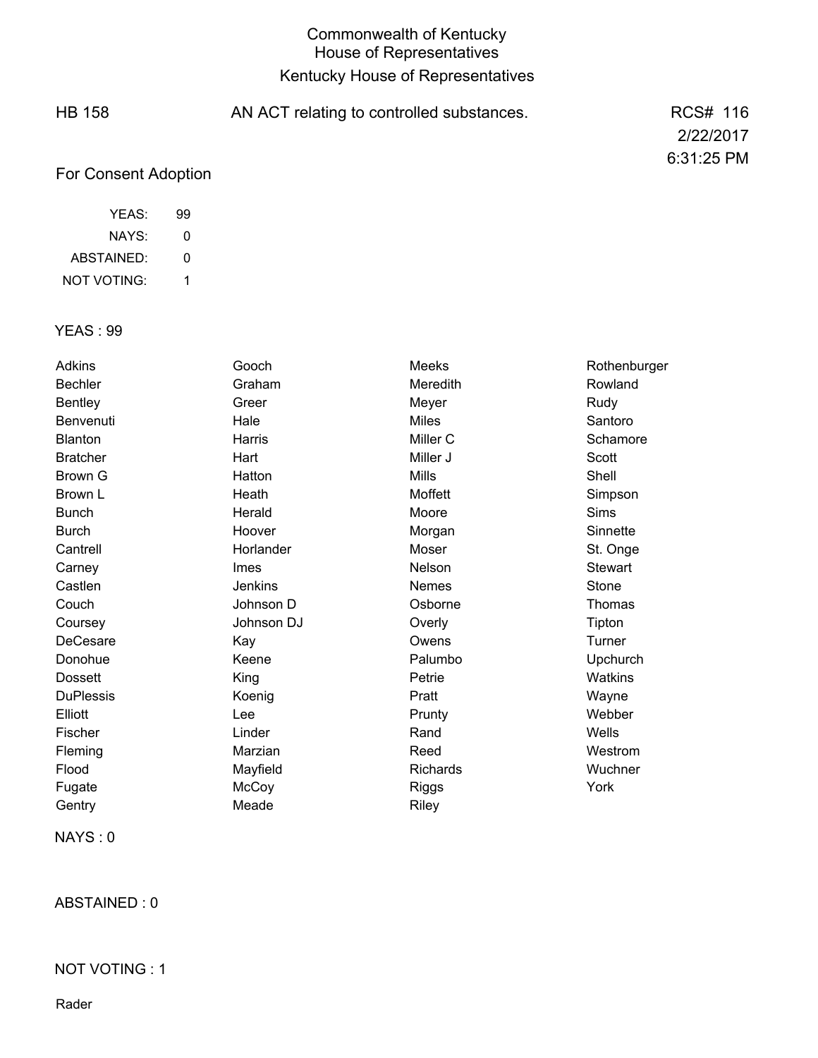# Commonwealth of Kentucky
## House of Representatives
## Kentucky House of Representatives

HB 158 AN ACT relating to controlled substances. RCS# 116

2/22/2017

6:31:25 PM

For Consent Adoption

| | |
|---|---|
| YEAS: | 99 |
| NAYS: | 0 |
| ABSTAINED: | 0 |
| NOT VOTING: | 1 |

YEAS : 99

| | | | |
|---|---|---|---|
| Adkins | Gooch | Meeks | Rothenburger |
| Bechler | Graham | Meredith | Rowland |
| Bentley | Greer | Meyer | Rudy |
| Benvenuti | Hale | Miles | Santoro |
| Blanton | Harris | Miller C | Schamore |
| Bratcher | Hart | Miller J | Scott |
| Brown G | Hatton | Mills | Shell |
| Brown L | Heath | Moffett | Simpson |
| Bunch | Herald | Moore | Sims |
| Burch | Hoover | Morgan | Sinnette |
| Cantrell | Horlander | Moser | St. Onge |
| Carney | Imes | Nelson | Stewart |
| Castlen | Jenkins | Nemes | Stone |
| Couch | Johnson D | Osborne | Thomas |
| Coursey | Johnson DJ | Overly | Tipton |
| DeCesare | Kay | Owens | Turner |
| Donohue | Keene | Palumbo | Upchurch |
| Dossett | King | Petrie | Watkins |
| DuPlessis | Koenig | Pratt | Wayne |
| Elliott | Lee | Prunty | Webber |
| Fischer | Linder | Rand | Wells |
| Fleming | Marzian | Reed | Westrom |
| Flood | Mayfield | Richards | Wuchner |
| Fugate | McCoy | Riggs | York |
| Gentry | Meade | Riley | |

NAYS : 0

ABSTAINED : 0

NOT VOTING : 1

Rader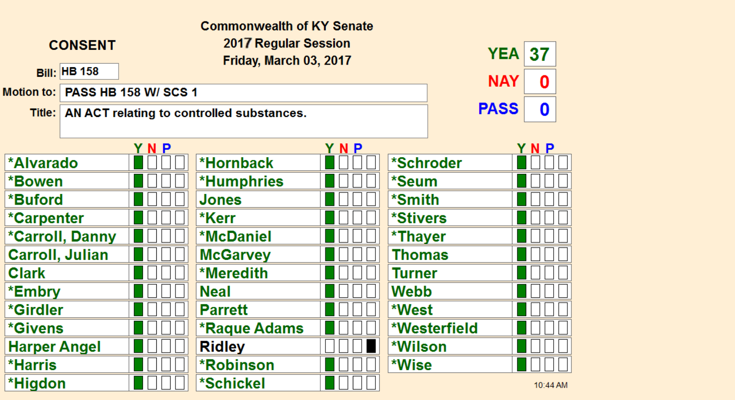**CONSENT**

**Commonwealth of KY Senate**
**2017 Regular Session**
**Friday, March 03, 2017**

**Bill:** HB 158

**Motion to:** PASS HB 158 W/ SCS 1

**Title:** AN ACT relating to controlled substances.

| | |
|---|---|
| **YEA** | 37 |
| **NAY** | 0 |
| **PASS** | 0 |

| Member | Y | N | P | | Member | Y | N | P | | Member | Y | N | P | |
|---|---|---|---|---|---|---|---|---|---|---|---|---|---|---|
| *Alvarado | ■ | | | | *Hornback | ■ | | | | *Schroder | ■ | | | |
| *Bowen | ■ | | | | *Humphries | ■ | | | | *Seum | ■ | | | |
| *Buford | ■ | | | | Jones | ■ | | | | *Smith | ■ | | | |
| *Carpenter | ■ | | | | *Kerr | ■ | | | | *Stivers | ■ | | | |
| *Carroll, Danny | ■ | | | | *McDaniel | ■ | | | | *Thayer | ■ | | | |
| Carroll, Julian | ■ | | | | McGarvey | ■ | | | | Thomas | ■ | | | |
| Clark | ■ | | | | *Meredith | ■ | | | | Turner | ■ | | | |
| *Embry | ■ | | | | Neal | ■ | | | | Webb | ■ | | | |
| *Girdler | ■ | | | | Parrett | ■ | | | | *West | ■ | | | |
| *Givens | ■ | | | | *Raque Adams | ■ | | | | *Westerfield | ■ | | | |
| Harper Angel | ■ | | | | Ridley | | | | ■ | *Wilson | ■ | | | |
| *Harris | ■ | | | | *Robinson | ■ | | | | *Wise | ■ | | | |
| *Higdon | ■ | | | | *Schickel | ■ | | | | | | | | |

10:44 AM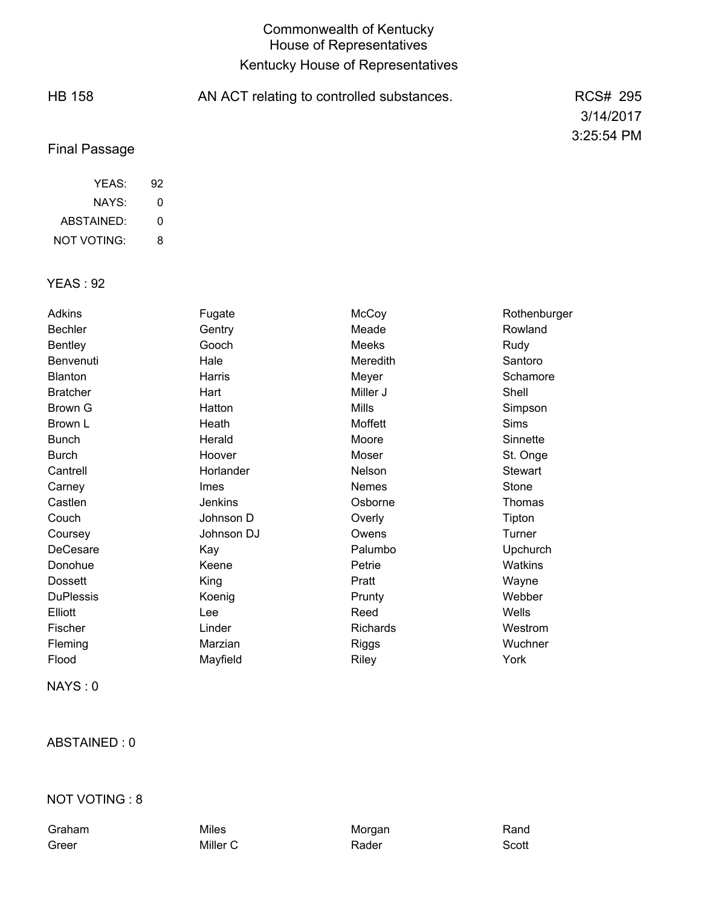# Commonwealth of Kentucky
## House of Representatives
## Kentucky House of Representatives

HB 158 — AN ACT relating to controlled substances. — RCS# 295
3/14/2017
3:25:54 PM

### Final Passage

| | |
|---|---|
| YEAS: | 92 |
| NAYS: | 0 |
| ABSTAINED: | 0 |
| NOT VOTING: | 8 |

### YEAS : 92

| | | | |
|---|---|---|---|
| Adkins | Fugate | McCoy | Rothenburger |
| Bechler | Gentry | Meade | Rowland |
| Bentley | Gooch | Meeks | Rudy |
| Benvenuti | Hale | Meredith | Santoro |
| Blanton | Harris | Meyer | Schamore |
| Bratcher | Hart | Miller J | Shell |
| Brown G | Hatton | Mills | Simpson |
| Brown L | Heath | Moffett | Sims |
| Bunch | Herald | Moore | Sinnette |
| Burch | Hoover | Moser | St. Onge |
| Cantrell | Horlander | Nelson | Stewart |
| Carney | Imes | Nemes | Stone |
| Castlen | Jenkins | Osborne | Thomas |
| Couch | Johnson D | Overly | Tipton |
| Coursey | Johnson DJ | Owens | Turner |
| DeCesare | Kay | Palumbo | Upchurch |
| Donohue | Keene | Petrie | Watkins |
| Dossett | King | Pratt | Wayne |
| DuPlessis | Koenig | Prunty | Webber |
| Elliott | Lee | Reed | Wells |
| Fischer | Linder | Richards | Westrom |
| Fleming | Marzian | Riggs | Wuchner |
| Flood | Mayfield | Riley | York |

### NAYS : 0

### ABSTAINED : 0

### NOT VOTING : 8

| | | | |
|---|---|---|---|
| Graham | Miles | Morgan | Rand |
| Greer | Miller C | Rader | Scott |